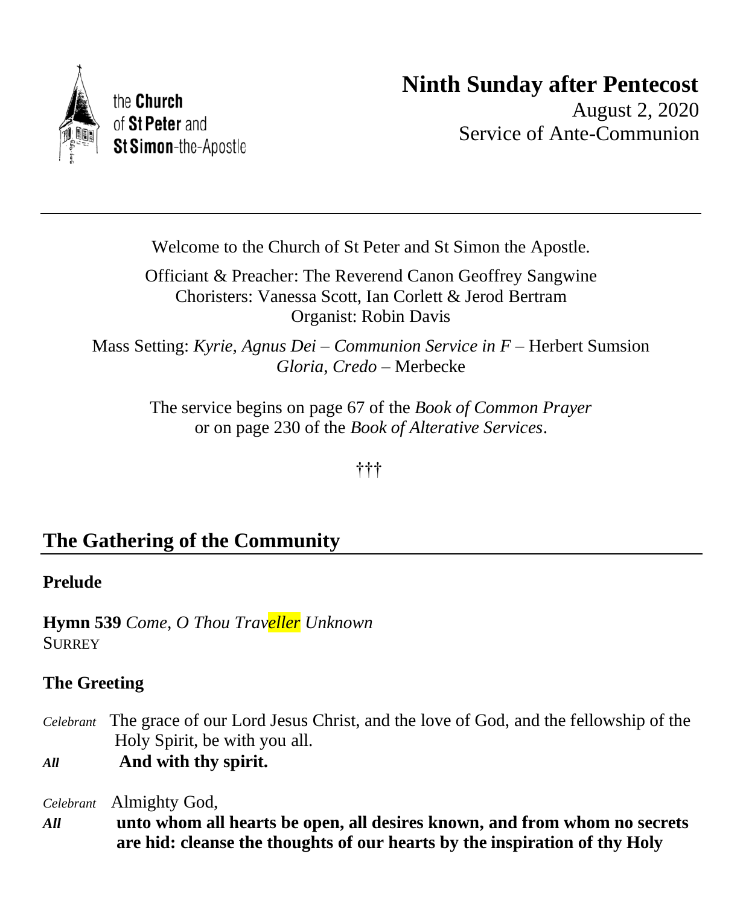the **Church** of **St Peter** and **St Simon**-the-Apostle

# Ninth Sunday after Pentecost

August 2, 2020
Service of Ante-Communion

---

Welcome to the Church of St Peter and St Simon the Apostle.

Officiant & Preacher: The Reverend Canon Geoffrey Sangwine
Choristers: Vanessa Scott, Ian Corlett & Jerod Bertram
Organist: Robin Davis

Mass Setting: *Kyrie, Agnus Dei* – *Communion Service in F* – Herbert Sumsion
*Gloria, Credo* – Merbecke

The service begins on page 67 of the *Book of Common Prayer*
or on page 230 of the *Book of Alterative Services*.

†††

## The Gathering of the Community

**Prelude**

**Hymn 539** *Come, O Thou Traveller Unknown*
SURREY

**The Greeting**

*Celebrant* The grace of our Lord Jesus Christ, and the love of God, and the fellowship of the Holy Spirit, be with you all.
***All*** **And with thy spirit.**

*Celebrant* Almighty God,
***All*** **unto whom all hearts be open, all desires known, and from whom no secrets are hid: cleanse the thoughts of our hearts by the inspiration of thy Holy**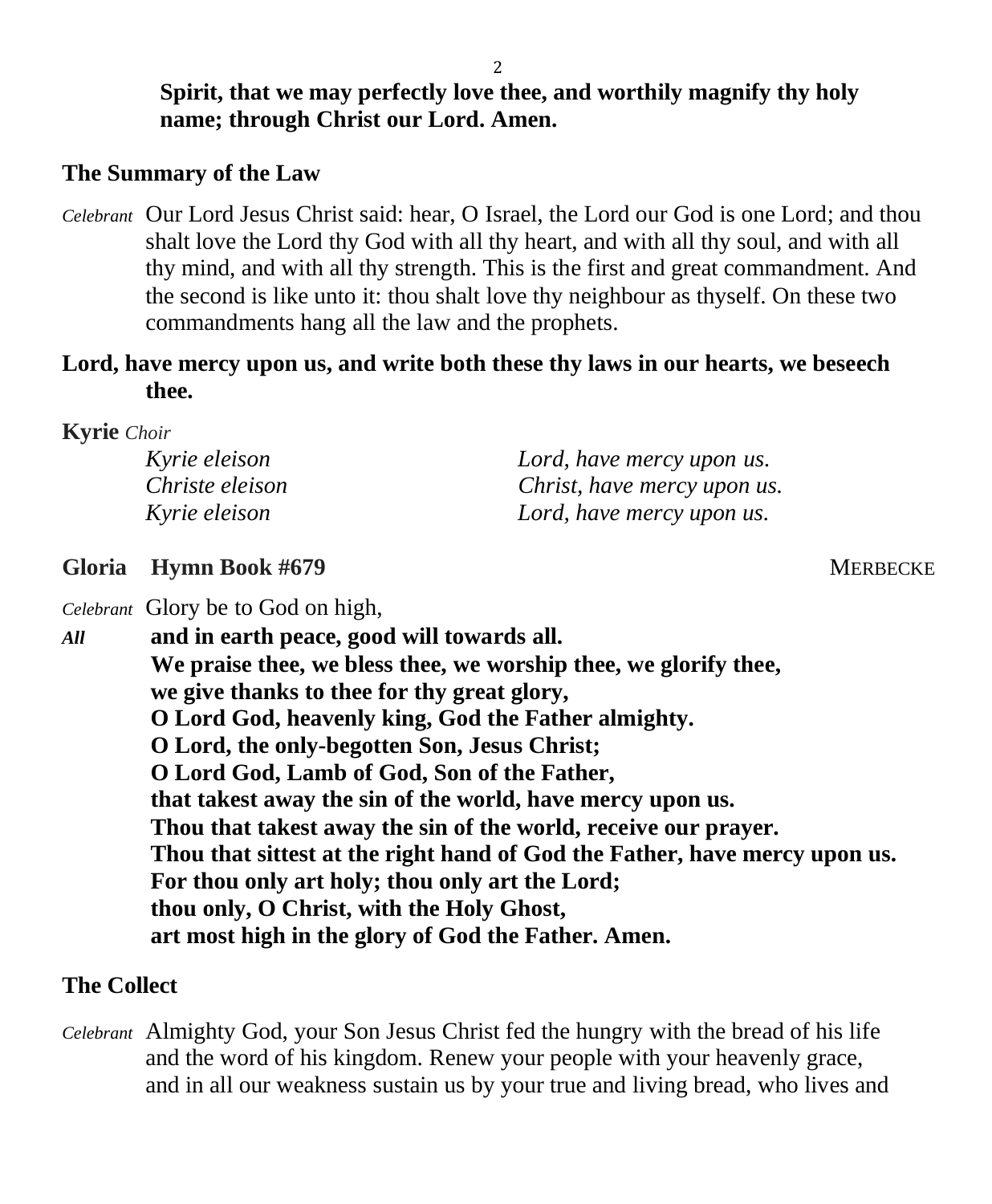**Spirit, that we may perfectly love thee, and worthily magnify thy holy name; through Christ our Lord. Amen.**

## The Summary of the Law

*Celebrant* Our Lord Jesus Christ said: hear, O Israel, the Lord our God is one Lord; and thou shalt love the Lord thy God with all thy heart, and with all thy soul, and with all thy mind, and with all thy strength. This is the first and great commandment. And the second is like unto it: thou shalt love thy neighbour as thyself. On these two commandments hang all the law and the prophets.

**Lord, have mercy upon us, and write both these thy laws in our hearts, we beseech thee.**

**Kyrie** *Choir*

| | |
|---|---|
| *Kyrie eleison* | *Lord, have mercy upon us.* |
| *Christe eleison* | *Christ, have mercy upon us.* |
| *Kyrie eleison* | *Lord, have mercy upon us.* |

**Gloria Hymn Book #679** MERBECKE

*Celebrant* Glory be to God on high,

***All*** **and in earth peace, good will towards all.**
**We praise thee, we bless thee, we worship thee, we glorify thee,**
**we give thanks to thee for thy great glory,**
**O Lord God, heavenly king, God the Father almighty.**
**O Lord, the only-begotten Son, Jesus Christ;**
**O Lord God, Lamb of God, Son of the Father,**
**that takest away the sin of the world, have mercy upon us.**
**Thou that takest away the sin of the world, receive our prayer.**
**Thou that sittest at the right hand of God the Father, have mercy upon us.**
**For thou only art holy; thou only art the Lord;**
**thou only, O Christ, with the Holy Ghost,**
**art most high in the glory of God the Father. Amen.**

## The Collect

*Celebrant* Almighty God, your Son Jesus Christ fed the hungry with the bread of his life and the word of his kingdom. Renew your people with your heavenly grace, and in all our weakness sustain us by your true and living bread, who lives and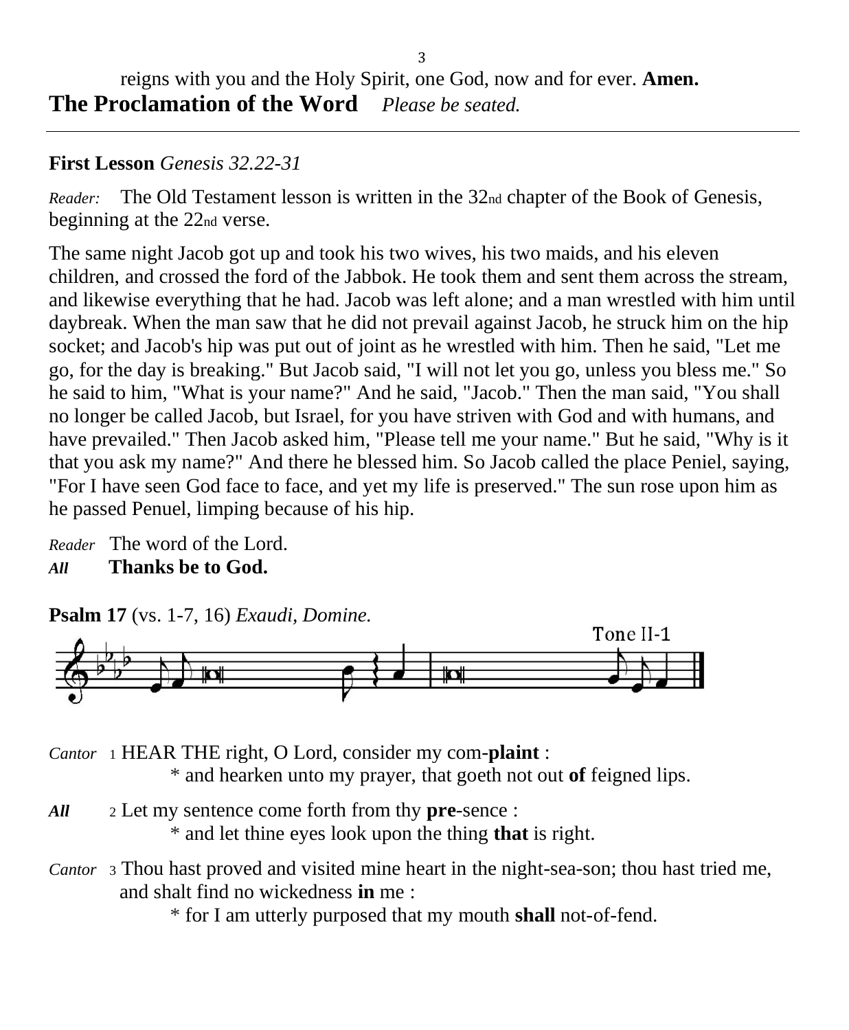reigns with you and the Holy Spirit, one God, now and for ever. **Amen.**

## The Proclamation of the Word *Please be seated.*

---

**First Lesson** *Genesis 32.22-31*

*Reader:* The Old Testament lesson is written in the 32nd chapter of the Book of Genesis, beginning at the 22nd verse.

The same night Jacob got up and took his two wives, his two maids, and his eleven children, and crossed the ford of the Jabbok. He took them and sent them across the stream, and likewise everything that he had. Jacob was left alone; and a man wrestled with him until daybreak. When the man saw that he did not prevail against Jacob, he struck him on the hip socket; and Jacob's hip was put out of joint as he wrestled with him. Then he said, "Let me go, for the day is breaking." But Jacob said, "I will not let you go, unless you bless me." So he said to him, "What is your name?" And he said, "Jacob." Then the man said, "You shall no longer be called Jacob, but Israel, for you have striven with God and with humans, and have prevailed." Then Jacob asked him, "Please tell me your name." But he said, "Why is it that you ask my name?" And there he blessed him. So Jacob called the place Peniel, saying, "For I have seen God face to face, and yet my life is preserved." The sun rose upon him as he passed Penuel, limping because of his hip.

*Reader* The word of the Lord.
***All*** **Thanks be to God.**

**Psalm 17** (vs. 1-7, 16) *Exaudi, Domine.*

Tone II-1

*Cantor* 1 HEAR THE right, O Lord, consider my com-**plaint** :
* and hearken unto my prayer, that goeth not out **of** feigned lips.

***All*** 2 Let my sentence come forth from thy **pre**-sence :
* and let thine eyes look upon the thing **that** is right.

*Cantor* 3 Thou hast proved and visited mine heart in the night-sea-son; thou hast tried me, and shalt find no wickedness **in** me :
* for I am utterly purposed that my mouth **shall** not-of-fend.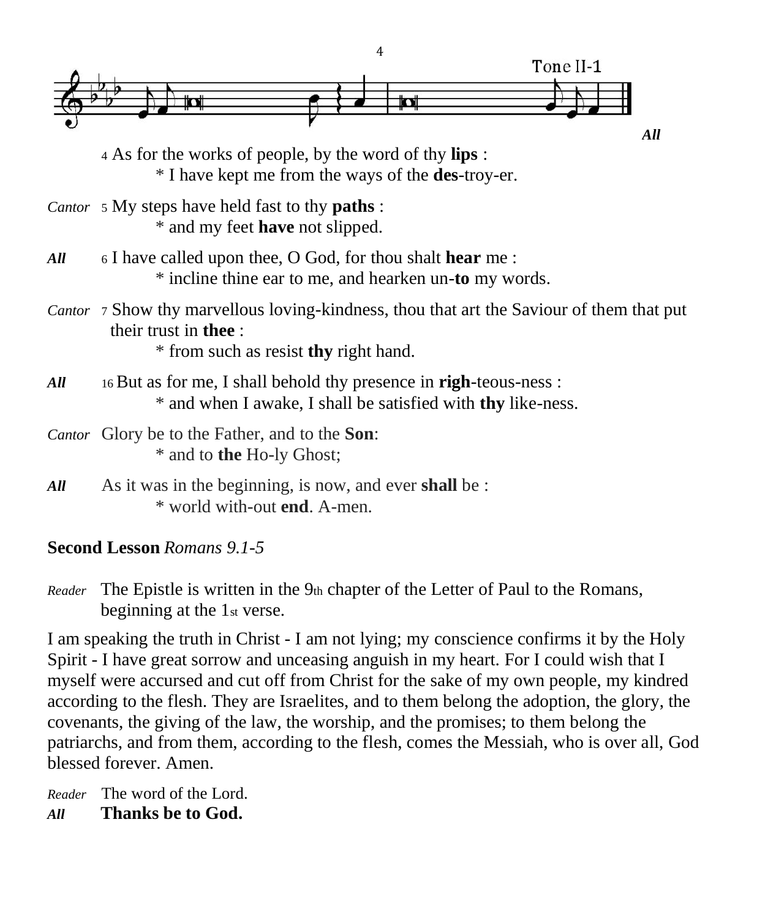Tone II-1

*All*

4 As for the works of people, by the word of thy **lips** :
* I have kept me from the ways of the **des**-troy-er.

*Cantor* 5 My steps have held fast to thy **paths** :
* and my feet **have** not slipped.

***All*** 6 I have called upon thee, O God, for thou shalt **hear** me :
* incline thine ear to me, and hearken un-**to** my words.

*Cantor* 7 Show thy marvellous loving-kindness, thou that art the Saviour of them that put their trust in **thee** :
* from such as resist **thy** right hand.

***All*** 16 But as for me, I shall behold thy presence in **righ**-teous-ness :
* and when I awake, I shall be satisfied with **thy** like-ness.

*Cantor* Glory be to the Father, and to the **Son**:
* and to **the** Ho-ly Ghost;

***All*** As it was in the beginning, is now, and ever **shall** be :
* world with-out **end**. A-men.

**Second Lesson** *Romans 9.1-5*

*Reader* The Epistle is written in the 9th chapter of the Letter of Paul to the Romans, beginning at the 1st verse.

I am speaking the truth in Christ - I am not lying; my conscience confirms it by the Holy Spirit - I have great sorrow and unceasing anguish in my heart. For I could wish that I myself were accursed and cut off from Christ for the sake of my own people, my kindred according to the flesh. They are Israelites, and to them belong the adoption, the glory, the covenants, the giving of the law, the worship, and the promises; to them belong the patriarchs, and from them, according to the flesh, comes the Messiah, who is over all, God blessed forever. Amen.

*Reader* The word of the Lord.
***All*** **Thanks be to God.**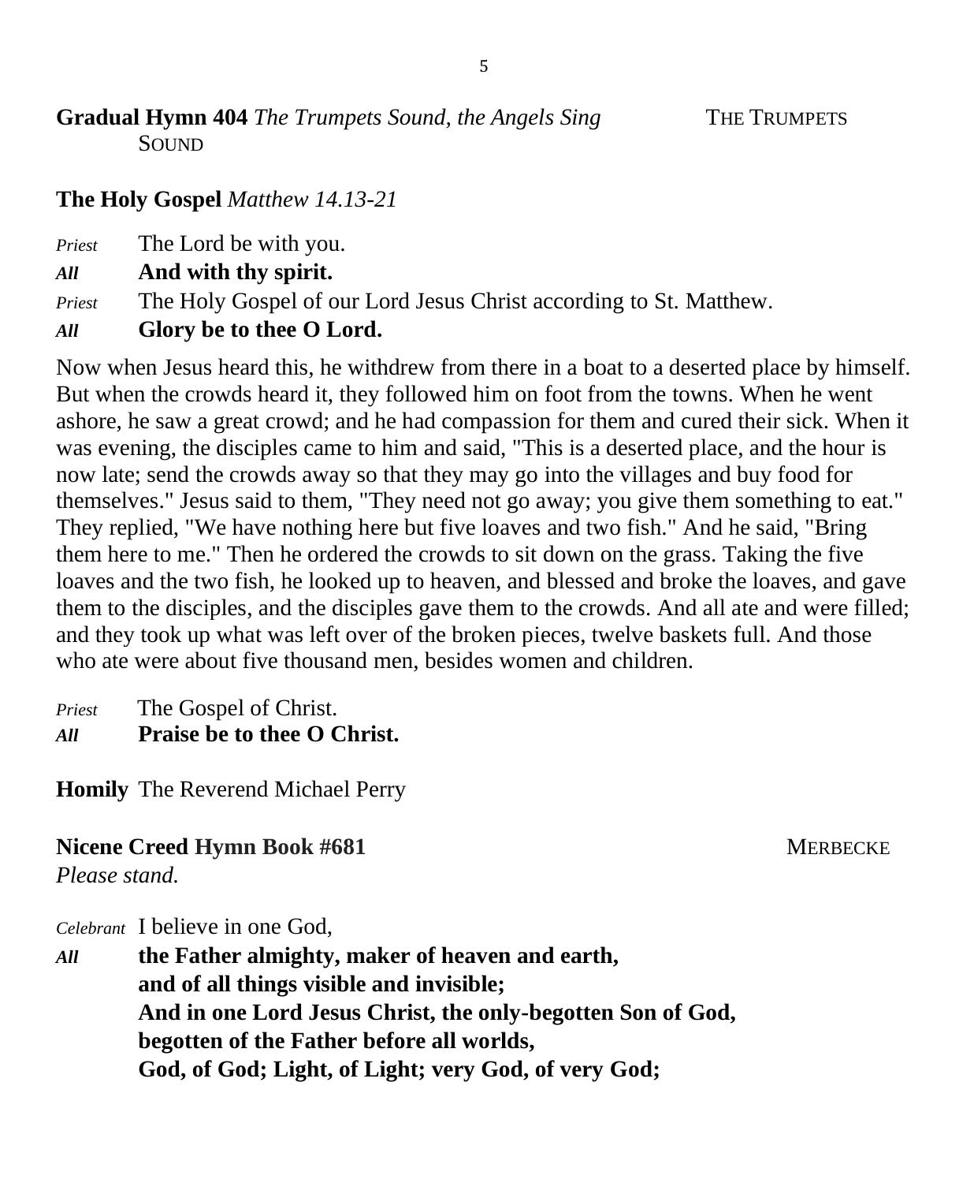**Gradual Hymn 404** *The Trumpets Sound, the Angels Sing* THE TRUMPETS SOUND

**The Holy Gospel** *Matthew 14.13-21*

*Priest* The Lord be with you.
***All*** **And with thy spirit.**
*Priest* The Holy Gospel of our Lord Jesus Christ according to St. Matthew.
***All*** **Glory be to thee O Lord.**

Now when Jesus heard this, he withdrew from there in a boat to a deserted place by himself. But when the crowds heard it, they followed him on foot from the towns. When he went ashore, he saw a great crowd; and he had compassion for them and cured their sick. When it was evening, the disciples came to him and said, "This is a deserted place, and the hour is now late; send the crowds away so that they may go into the villages and buy food for themselves." Jesus said to them, "They need not go away; you give them something to eat." They replied, "We have nothing here but five loaves and two fish." And he said, "Bring them here to me." Then he ordered the crowds to sit down on the grass. Taking the five loaves and the two fish, he looked up to heaven, and blessed and broke the loaves, and gave them to the disciples, and the disciples gave them to the crowds. And all ate and were filled; and they took up what was left over of the broken pieces, twelve baskets full. And those who ate were about five thousand men, besides women and children.

*Priest* The Gospel of Christ.
***All*** **Praise be to thee O Christ.**

**Homily** The Reverend Michael Perry

**Nicene Creed Hymn Book #681** MERBECKE
*Please stand.*

*Celebrant* I believe in one God,
***All*** **the Father almighty, maker of heaven and earth,**
**and of all things visible and invisible;**
**And in one Lord Jesus Christ, the only-begotten Son of God,**
**begotten of the Father before all worlds,**
**God, of God; Light, of Light; very God, of very God;**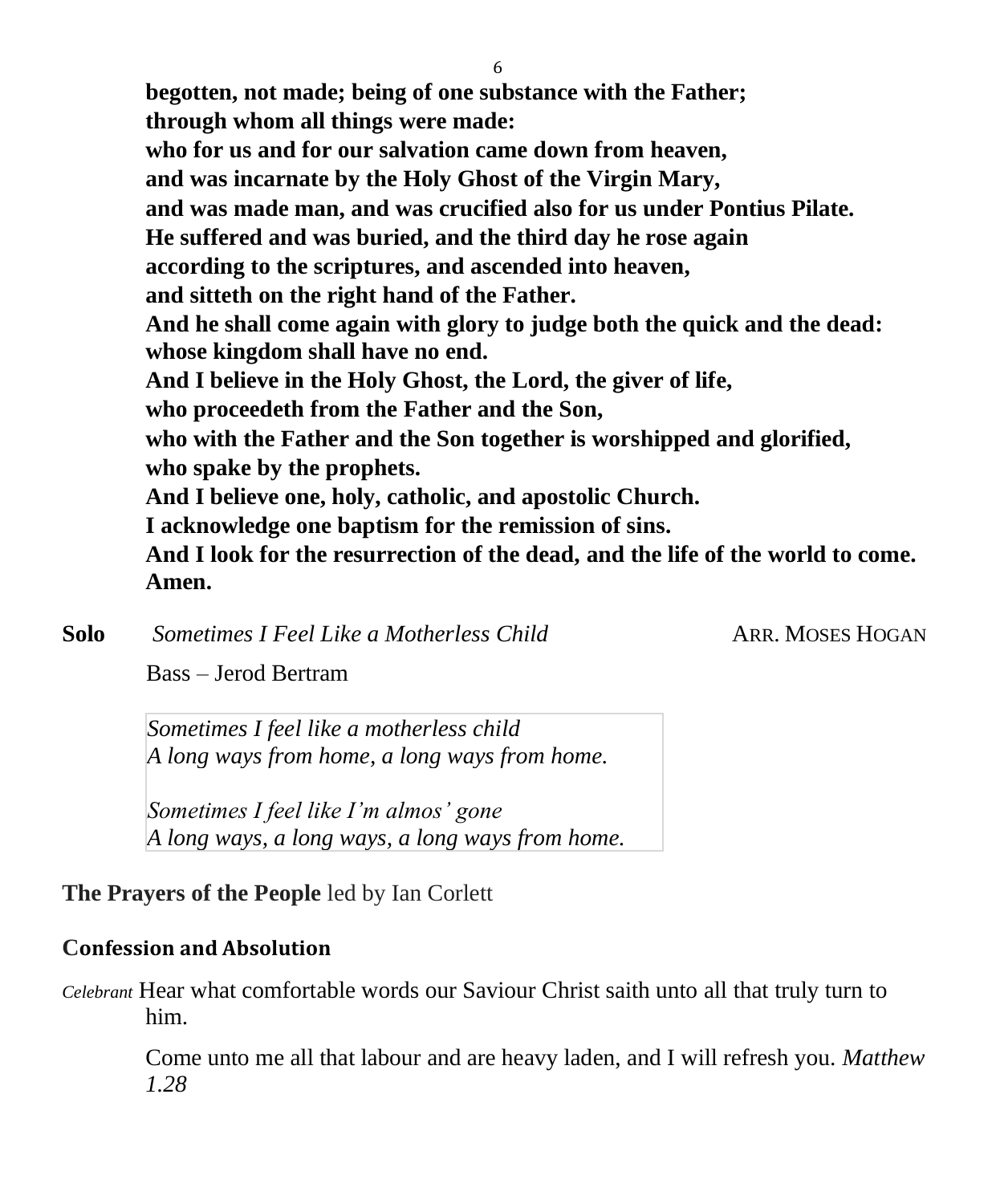**begotten, not made; being of one substance with the Father;**
**through whom all things were made:**
**who for us and for our salvation came down from heaven,**
**and was incarnate by the Holy Ghost of the Virgin Mary,**
**and was made man, and was crucified also for us under Pontius Pilate.**
**He suffered and was buried, and the third day he rose again**
**according to the scriptures, and ascended into heaven,**
**and sitteth on the right hand of the Father.**
**And he shall come again with glory to judge both the quick and the dead:**
**whose kingdom shall have no end.**
**And I believe in the Holy Ghost, the Lord, the giver of life,**
**who proceedeth from the Father and the Son,**
**who with the Father and the Son together is worshipped and glorified,**
**who spake by the prophets.**
**And I believe one, holy, catholic, and apostolic Church.**
**I acknowledge one baptism for the remission of sins.**
**And I look for the resurrection of the dead, and the life of the world to come.**
**Amen.**

**Solo** *Sometimes I Feel Like a Motherless Child* ARR. MOSES HOGAN

Bass – Jerod Bertram

*Sometimes I feel like a motherless child*
*A long ways from home, a long ways from home.*

*Sometimes I feel like I'm almos' gone*
*A long ways, a long ways, a long ways from home.*

**The Prayers of the People** led by Ian Corlett

## Confession and Absolution

*Celebrant* Hear what comfortable words our Saviour Christ saith unto all that truly turn to him.

Come unto me all that labour and are heavy laden, and I will refresh you. *Matthew 1.28*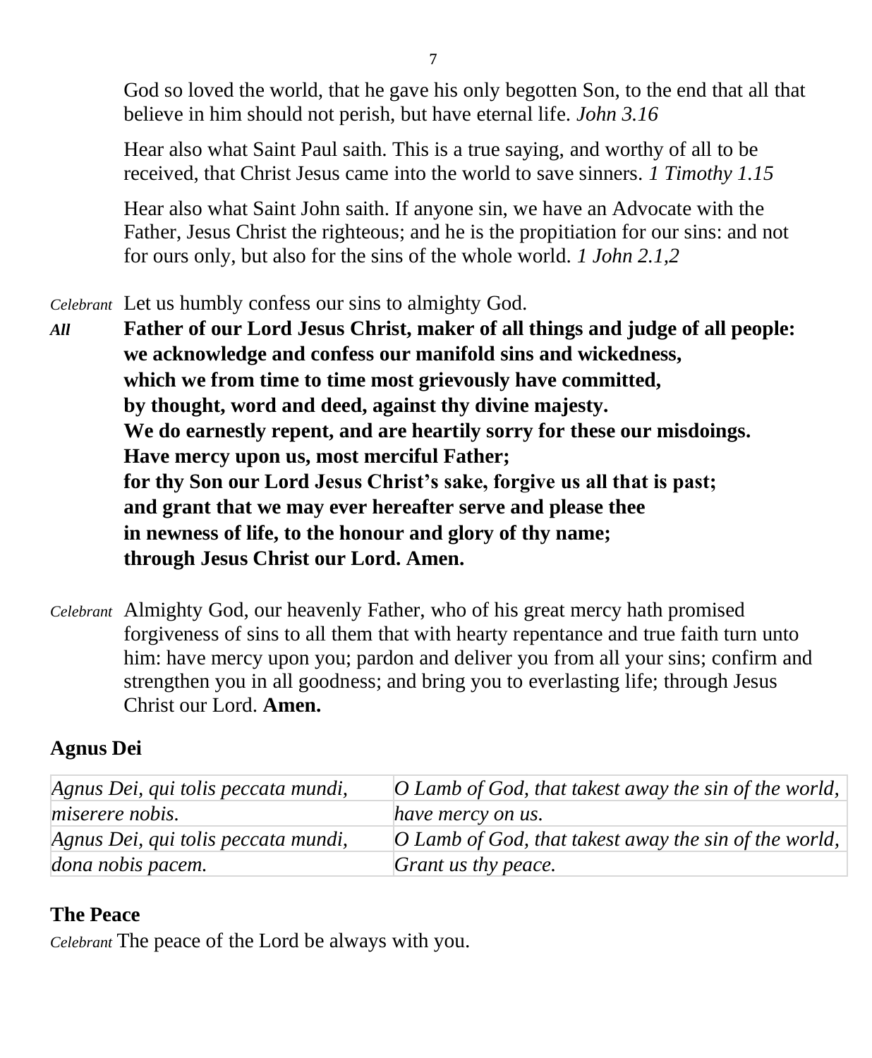God so loved the world, that he gave his only begotten Son, to the end that all that believe in him should not perish, but have eternal life. *John 3.16*

Hear also what Saint Paul saith. This is a true saying, and worthy of all to be received, that Christ Jesus came into the world to save sinners. *1 Timothy 1.15*

Hear also what Saint John saith. If anyone sin, we have an Advocate with the Father, Jesus Christ the righteous; and he is the propitiation for our sins: and not for ours only, but also for the sins of the whole world. *1 John 2.1,2*

*Celebrant* Let us humbly confess our sins to almighty God.

***All*** **Father of our Lord Jesus Christ, maker of all things and judge of all people:
we acknowledge and confess our manifold sins and wickedness,
which we from time to time most grievously have committed,
by thought, word and deed, against thy divine majesty.
We do earnestly repent, and are heartily sorry for these our misdoings.
Have mercy upon us, most merciful Father;
for thy Son our Lord Jesus Christ's sake, forgive us all that is past;
and grant that we may ever hereafter serve and please thee
in newness of life, to the honour and glory of thy name;
through Jesus Christ our Lord. Amen.**

*Celebrant* Almighty God, our heavenly Father, who of his great mercy hath promised forgiveness of sins to all them that with hearty repentance and true faith turn unto him: have mercy upon you; pardon and deliver you from all your sins; confirm and strengthen you in all goodness; and bring you to everlasting life; through Jesus Christ our Lord. **Amen.**

## Agnus Dei

| | |
|---|---|
| *Agnus Dei, qui tolis peccata mundi,* | *O Lamb of God, that takest away the sin of the world,* |
| *miserere nobis.* | *have mercy on us.* |
| *Agnus Dei, qui tolis peccata mundi,* | *O Lamb of God, that takest away the sin of the world,* |
| *dona nobis pacem.* | *Grant us thy peace.* |

## The Peace

*Celebrant* The peace of the Lord be always with you.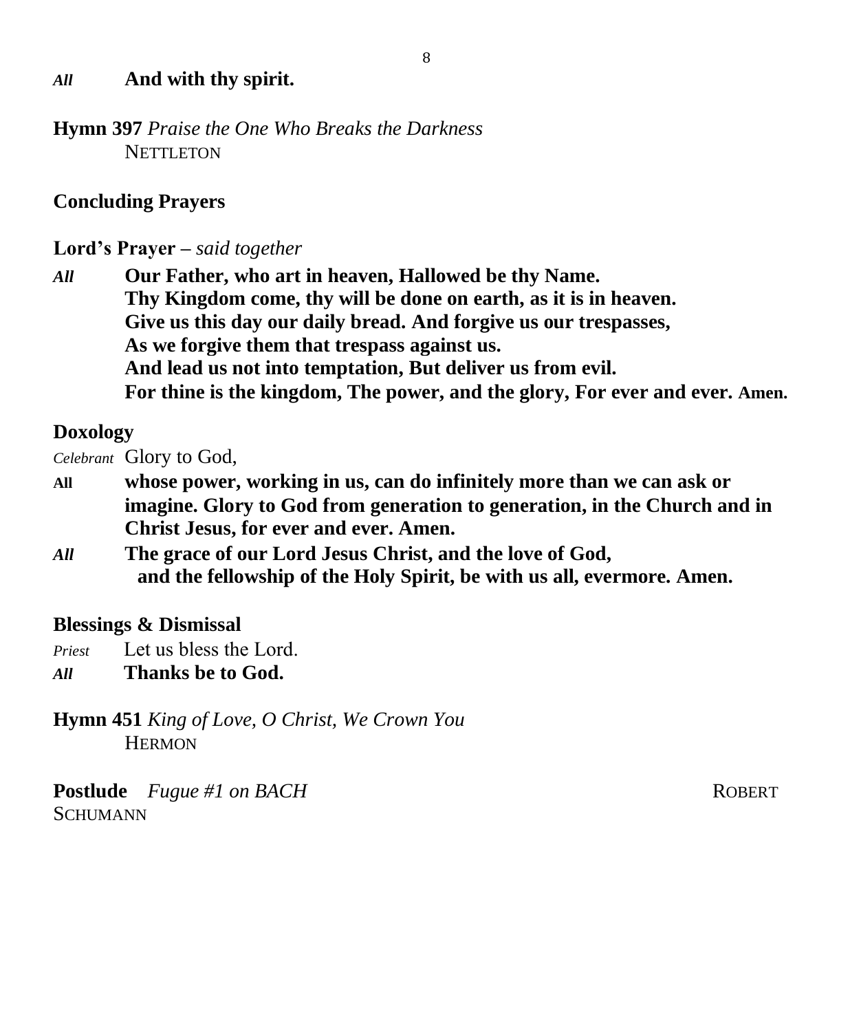*All* **And with thy spirit.**

**Hymn 397** *Praise the One Who Breaks the Darkness*
NETTLETON

**Concluding Prayers**

**Lord's Prayer –** *said together*

*All* **Our Father, who art in heaven, Hallowed be thy Name.
Thy Kingdom come, thy will be done on earth, as it is in heaven.
Give us this day our daily bread. And forgive us our trespasses,
As we forgive them that trespass against us.
And lead us not into temptation, But deliver us from evil.
For thine is the kingdom, The power, and the glory, For ever and ever. Amen.**

**Doxology**

*Celebrant* Glory to God,

**All** **whose power, working in us, can do infinitely more than we can ask or imagine. Glory to God from generation to generation, in the Church and in Christ Jesus, for ever and ever. Amen.**

*All* **The grace of our Lord Jesus Christ, and the love of God, and the fellowship of the Holy Spirit, be with us all, evermore. Amen.**

**Blessings & Dismissal**

*Priest* Let us bless the Lord.

*All* **Thanks be to God.**

**Hymn 451** *King of Love, O Christ, We Crown You*
HERMON

**Postlude** *Fugue #1 on BACH* ROBERT SCHUMANN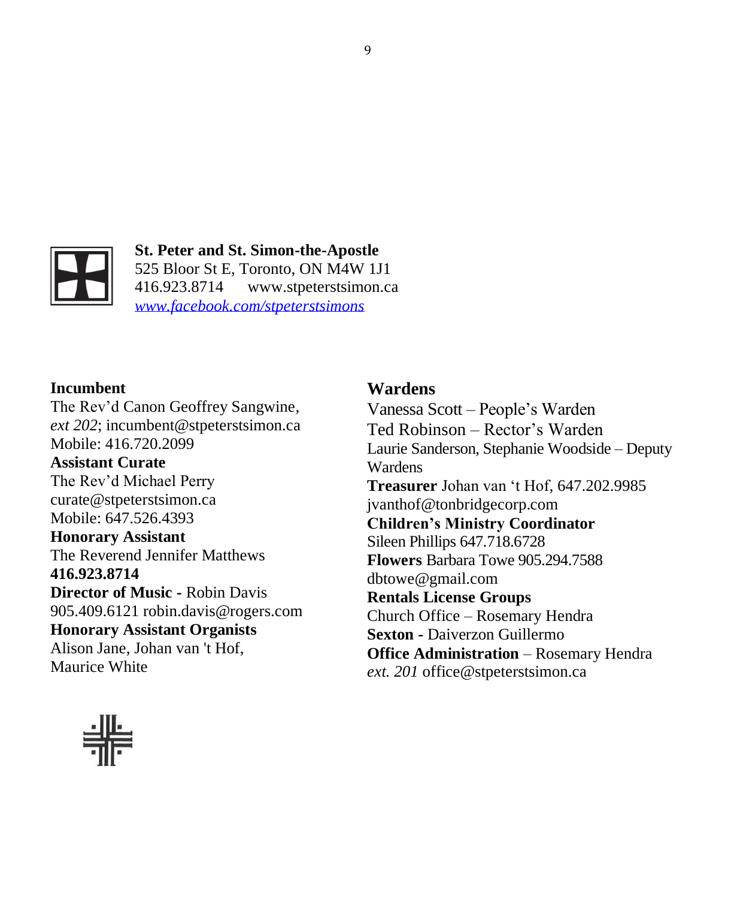**St. Peter and St. Simon-the-Apostle**
525 Bloor St E, Toronto, ON M4W 1J1
416.923.8714 www.stpeterstsimon.ca
*www.facebook.com/stpeterstsimons*

**Incumbent**
The Rev'd Canon Geoffrey Sangwine, *ext 202*; incumbent@stpeterstsimon.ca
Mobile: 416.720.2099

**Assistant Curate**
The Rev'd Michael Perry
curate@stpeterstsimon.ca
Mobile: 647.526.4393

**Honorary Assistant**
The Reverend Jennifer Matthews
**416.923.8714**

**Director of Music -** Robin Davis
905.409.6121 robin.davis@rogers.com

**Honorary Assistant Organists**
Alison Jane, Johan van 't Hof, Maurice White

**Wardens**
Vanessa Scott – People's Warden
Ted Robinson – Rector's Warden
Laurie Sanderson, Stephanie Woodside – Deputy Wardens

**Treasurer** Johan van 't Hof, 647.202.9985
jvanthof@tonbridgecorp.com

**Children's Ministry Coordinator**
Sileen Phillips 647.718.6728

**Flowers** Barbara Towe 905.294.7588
dbtowe@gmail.com

**Rentals License Groups**
Church Office – Rosemary Hendra

**Sexton -** Daiverzon Guillermo

**Office Administration** – Rosemary Hendra
*ext. 201* office@stpeterstsimon.ca